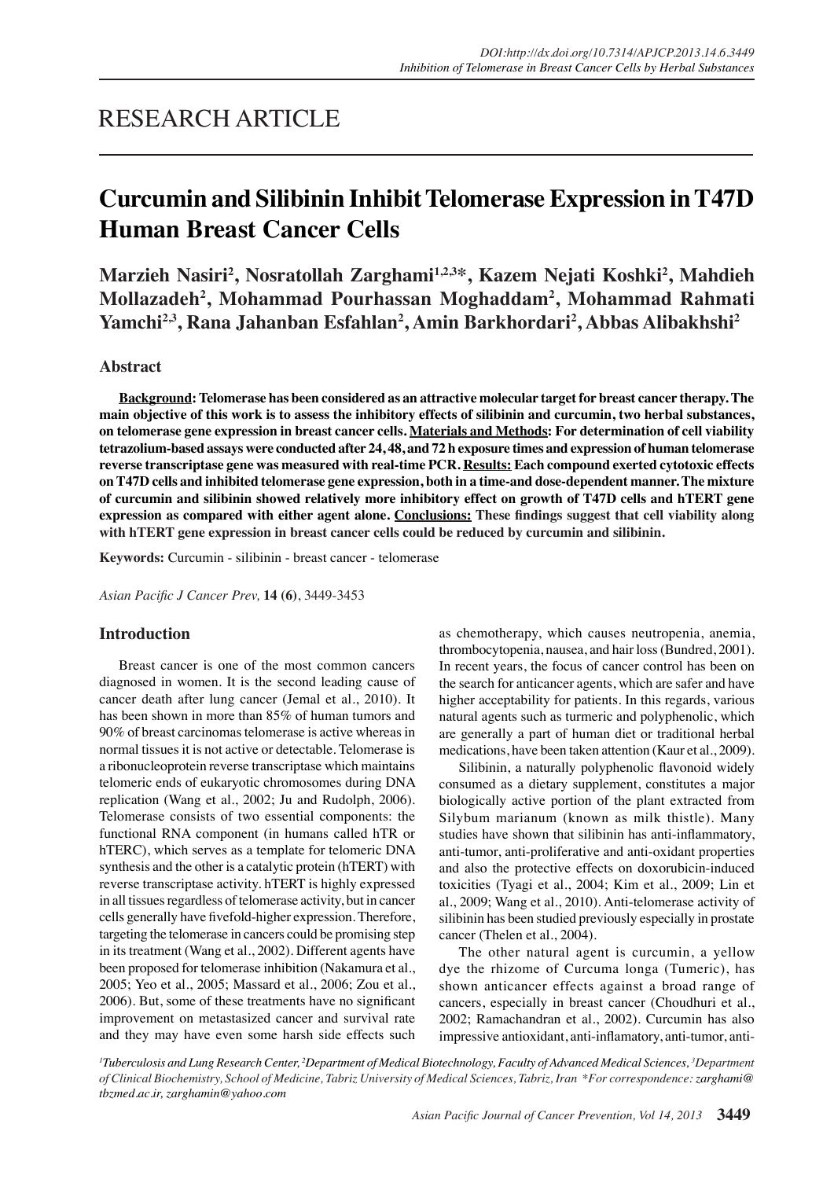RESEARCH ARTICLE

# Curcumin and Silibinin Inhibit Telomerase Expression in T47D Human Breast Cancer Cells

**Marzieh Nasiri[2], Nosratollah Zarghami[1,2,3*], Kazem Nejati Koshki[2], Mahdieh Mollazadeh[2], Mohammad Pourhassan Moghaddam[2], Mohammad Rahmati Yamchi[2,3], Rana Jahanban Esfahlan[2], Amin Barkhordari[2], Abbas Alibakhshi[2]**

## Abstract

**Background: Telomerase has been considered as an attractive molecular target for breast cancer therapy. The main objective of this work is to assess the inhibitory effects of silibinin and curcumin, two herbal substances, on telomerase gene expression in breast cancer cells. Materials and Methods: For determination of cell viability tetrazolium-based assays were conducted after 24, 48, and 72 h exposure times and expression of human telomerase reverse transcriptase gene was measured with real-time PCR. Results: Each compound exerted cytotoxic effects on T47D cells and inhibited telomerase gene expression, both in a time-and dose-dependent manner. The mixture of curcumin and silibinin showed relatively more inhibitory effect on growth of T47D cells and hTERT gene expression as compared with either agent alone. Conclusions: These findings suggest that cell viability along with hTERT gene expression in breast cancer cells could be reduced by curcumin and silibinin.**

**Keywords:** Curcumin - silibinin - breast cancer - telomerase

*Asian Pacific J Cancer Prev,* **14 (6)**, 3449-3453

## Introduction

Breast cancer is one of the most common cancers diagnosed in women. It is the second leading cause of cancer death after lung cancer (Jemal et al., 2010). It has been shown in more than 85% of human tumors and 90% of breast carcinomas telomerase is active whereas in normal tissues it is not active or detectable. Telomerase is a ribonucleoprotein reverse transcriptase which maintains telomeric ends of eukaryotic chromosomes during DNA replication (Wang et al., 2002; Ju and Rudolph, 2006). Telomerase consists of two essential components: the functional RNA component (in humans called hTR or hTERC), which serves as a template for telomeric DNA synthesis and the other is a catalytic protein (hTERT) with reverse transcriptase activity. hTERT is highly expressed in all tissues regardless of telomerase activity, but in cancer cells generally have fivefold-higher expression. Therefore, targeting the telomerase in cancers could be promising step in its treatment (Wang et al., 2002). Different agents have been proposed for telomerase inhibition (Nakamura et al., 2005; Yeo et al., 2005; Massard et al., 2006; Zou et al., 2006). But, some of these treatments have no significant improvement on metastasized cancer and survival rate and they may have even some harsh side effects such as chemotherapy, which causes neutropenia, anemia, thrombocytopenia, nausea, and hair loss (Bundred, 2001). In recent years, the focus of cancer control has been on the search for anticancer agents, which are safer and have higher acceptability for patients. In this regards, various natural agents such as turmeric and polyphenolic, which are generally a part of human diet or traditional herbal medications, have been taken attention (Kaur et al., 2009).

Silibinin, a naturally polyphenolic flavonoid widely consumed as a dietary supplement, constitutes a major biologically active portion of the plant extracted from Silybum marianum (known as milk thistle). Many studies have shown that silibinin has anti-inflammatory, anti-tumor, anti-proliferative and anti-oxidant properties and also the protective effects on doxorubicin-induced toxicities (Tyagi et al., 2004; Kim et al., 2009; Lin et al., 2009; Wang et al., 2010). Anti-telomerase activity of silibinin has been studied previously especially in prostate cancer (Thelen et al., 2004).

The other natural agent is curcumin, a yellow dye the rhizome of Curcuma longa (Tumeric), has shown anticancer effects against a broad range of cancers, especially in breast cancer (Choudhuri et al., 2002; Ramachandran et al., 2002). Curcumin has also impressive antioxidant, anti-inflamatory, anti-tumor, anti-

*[1]Tuberculosis and Lung Research Center, [2]Department of Medical Biotechnology, Faculty of Advanced Medical Sciences, [3]Department of Clinical Biochemistry, School of Medicine, Tabriz University of Medical Sciences, Tabriz, Iran \*For correspondence: zarghami@tbzmed.ac.ir, zarghamin@yahoo.com*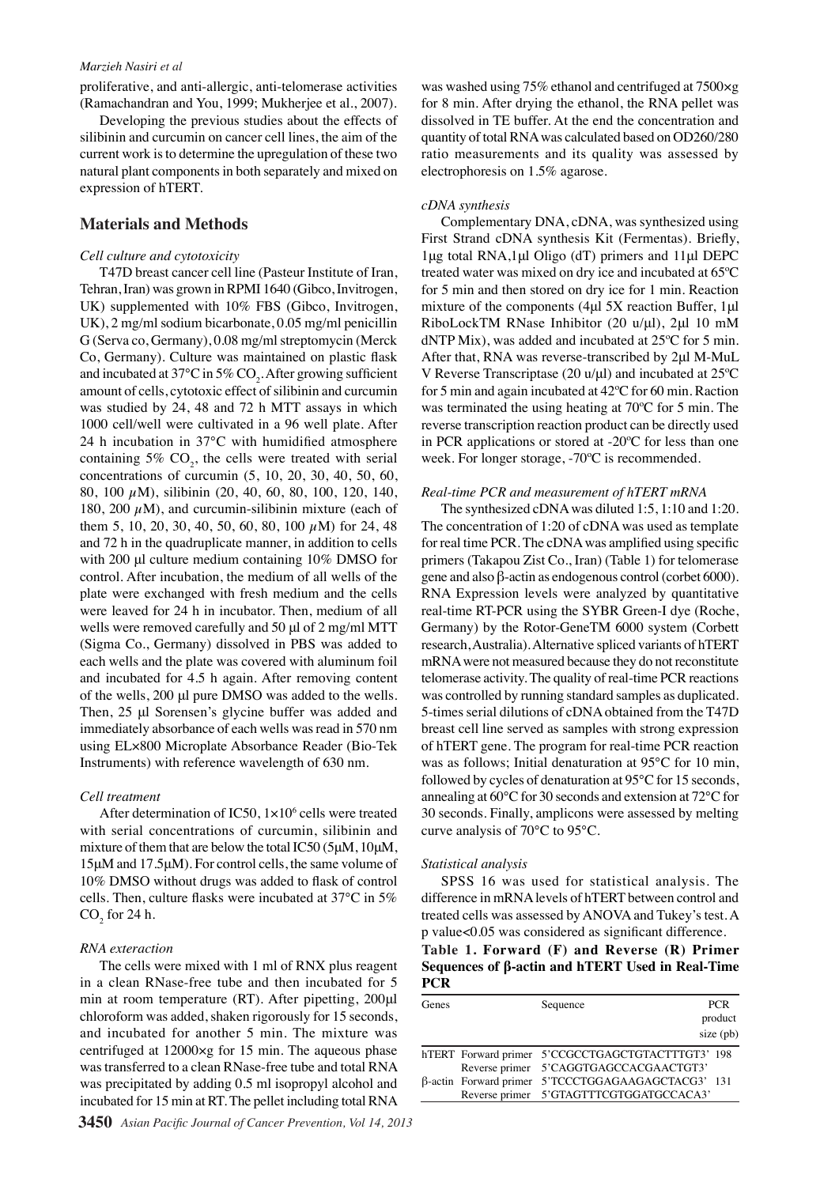proliferative, and anti-allergic, anti-telomerase activities (Ramachandran and You, 1999; Mukherjee et al., 2007).

Developing the previous studies about the effects of silibinin and curcumin on cancer cell lines, the aim of the current work is to determine the upregulation of these two natural plant components in both separately and mixed on expression of hTERT.

## Materials and Methods

### *Cell culture and cytotoxicity*

T47D breast cancer cell line (Pasteur Institute of Iran, Tehran, Iran) was grown in RPMI 1640 (Gibco, Invitrogen, UK) supplemented with 10% FBS (Gibco, Invitrogen, UK), 2 mg/ml sodium bicarbonate, 0.05 mg/ml penicillin G (Serva co, Germany), 0.08 mg/ml streptomycin (Merck Co, Germany). Culture was maintained on plastic flask and incubated at 37°C in 5% $CO_2$. After growing sufficient amount of cells, cytotoxic effect of silibinin and curcumin was studied by 24, 48 and 72 h MTT assays in which 1000 cell/well were cultivated in a 96 well plate. After 24 h incubation in 37°C with humidified atmosphere containing 5% $CO_2$, the cells were treated with serial concentrations of curcumin (5, 10, 20, 30, 40, 50, 60, 80, 100 $\mu$M), silibinin (20, 40, 60, 80, 100, 120, 140, 180, 200 $\mu$M), and curcumin-silibinin mixture (each of them 5, 10, 20, 30, 40, 50, 60, 80, 100 $\mu$M) for 24, 48 and 72 h in the quadruplicate manner, in addition to cells with 200 μl culture medium containing 10% DMSO for control. After incubation, the medium of all wells of the plate were exchanged with fresh medium and the cells were leaved for 24 h in incubator. Then, medium of all wells were removed carefully and 50 μl of 2 mg/ml MTT (Sigma Co., Germany) dissolved in PBS was added to each wells and the plate was covered with aluminum foil and incubated for 4.5 h again. After removing content of the wells, 200 μl pure DMSO was added to the wells. Then, 25 μl Sorensen's glycine buffer was added and immediately absorbance of each wells was read in 570 nm using EL×800 Microplate Absorbance Reader (Bio-Tek Instruments) with reference wavelength of 630 nm.

### *Cell treatment*

After determination of IC50, $1\times10^6$ cells were treated with serial concentrations of curcumin, silibinin and mixture of them that are below the total IC50 (5μM, 10μM, 15μM and 17.5μM). For control cells, the same volume of 10% DMSO without drugs was added to flask of control cells. Then, culture flasks were incubated at 37°C in 5% $CO_2$ for 24 h.

### *RNA exteraction*

The cells were mixed with 1 ml of RNX plus reagent in a clean RNase-free tube and then incubated for 5 min at room temperature (RT). After pipetting, 200μl chloroform was added, shaken rigorously for 15 seconds, and incubated for another 5 min. The mixture was centrifuged at 12000×g for 15 min. The aqueous phase was transferred to a clean RNase-free tube and total RNA was precipitated by adding 0.5 ml isopropyl alcohol and incubated for 15 min at RT. The pellet including total RNA was washed using 75% ethanol and centrifuged at 7500×g for 8 min. After drying the ethanol, the RNA pellet was dissolved in TE buffer. At the end the concentration and quantity of total RNA was calculated based on OD260/280 ratio measurements and its quality was assessed by electrophoresis on 1.5% agarose.

### *cDNA synthesis*

Complementary DNA, cDNA, was synthesized using First Strand cDNA synthesis Kit (Fermentas). Briefly, 1μg total RNA,1μl Oligo (dT) primers and 11μl DEPC treated water was mixed on dry ice and incubated at 65ºC for 5 min and then stored on dry ice for 1 min. Reaction mixture of the components (4μl 5X reaction Buffer, 1μl RiboLockTM RNase Inhibitor (20 u/μl), 2μl 10 mM dNTP Mix), was added and incubated at 25ºC for 5 min. After that, RNA was reverse-transcribed by 2μl M-MuL V Reverse Transcriptase (20 u/μl) and incubated at 25ºC for 5 min and again incubated at 42ºC for 60 min. Raction was terminated the using heating at 70ºC for 5 min. The reverse transcription reaction product can be directly used in PCR applications or stored at -20ºC for less than one week. For longer storage, -70ºC is recommended.

### *Real-time PCR and measurement of hTERT mRNA*

The synthesized cDNA was diluted 1:5, 1:10 and 1:20. The concentration of 1:20 of cDNA was used as template for real time PCR. The cDNA was amplified using specific primers (Takapou Zist Co., Iran) (Table 1) for telomerase gene and also β-actin as endogenous control (corbet 6000). RNA Expression levels were analyzed by quantitative real-time RT-PCR using the SYBR Green-I dye (Roche, Germany) by the Rotor-GeneTM 6000 system (Corbett research, Australia). Alternative spliced variants of hTERT mRNA were not measured because they do not reconstitute telomerase activity. The quality of real-time PCR reactions was controlled by running standard samples as duplicated. 5-times serial dilutions of cDNA obtained from the T47D breast cell line served as samples with strong expression of hTERT gene. The program for real-time PCR reaction was as follows; Initial denaturation at 95°C for 10 min, followed by cycles of denaturation at 95°C for 15 seconds, annealing at 60°C for 30 seconds and extension at 72°C for 30 seconds. Finally, amplicons were assessed by melting curve analysis of 70°C to 95°C.

### *Statistical analysis*

SPSS 16 was used for statistical analysis. The difference in mRNA levels of hTERT between control and treated cells was assessed by ANOVA and Tukey's test. A p value<0.05 was considered as significant difference.

**Table 1. Forward (F) and Reverse (R) Primer Sequences of β-actin and hTERT Used in Real-Time PCR**

| Genes | | Sequence | PCR product size (pb) |
|---|---|---|---|
| hTERT | Forward primer | 5'CCGCCTGAGCTGTACTTTGT3' | 198 |
| | Reverse primer | 5'CAGGTGAGCCACGAACTGT3' | |
| β-actin | Forward primer | 5'TCCCTGGAGAAGAGCTACG3' | 131 |
| | Reverse primer | 5'GTAGTTTCGTGGATGCCACA3' | |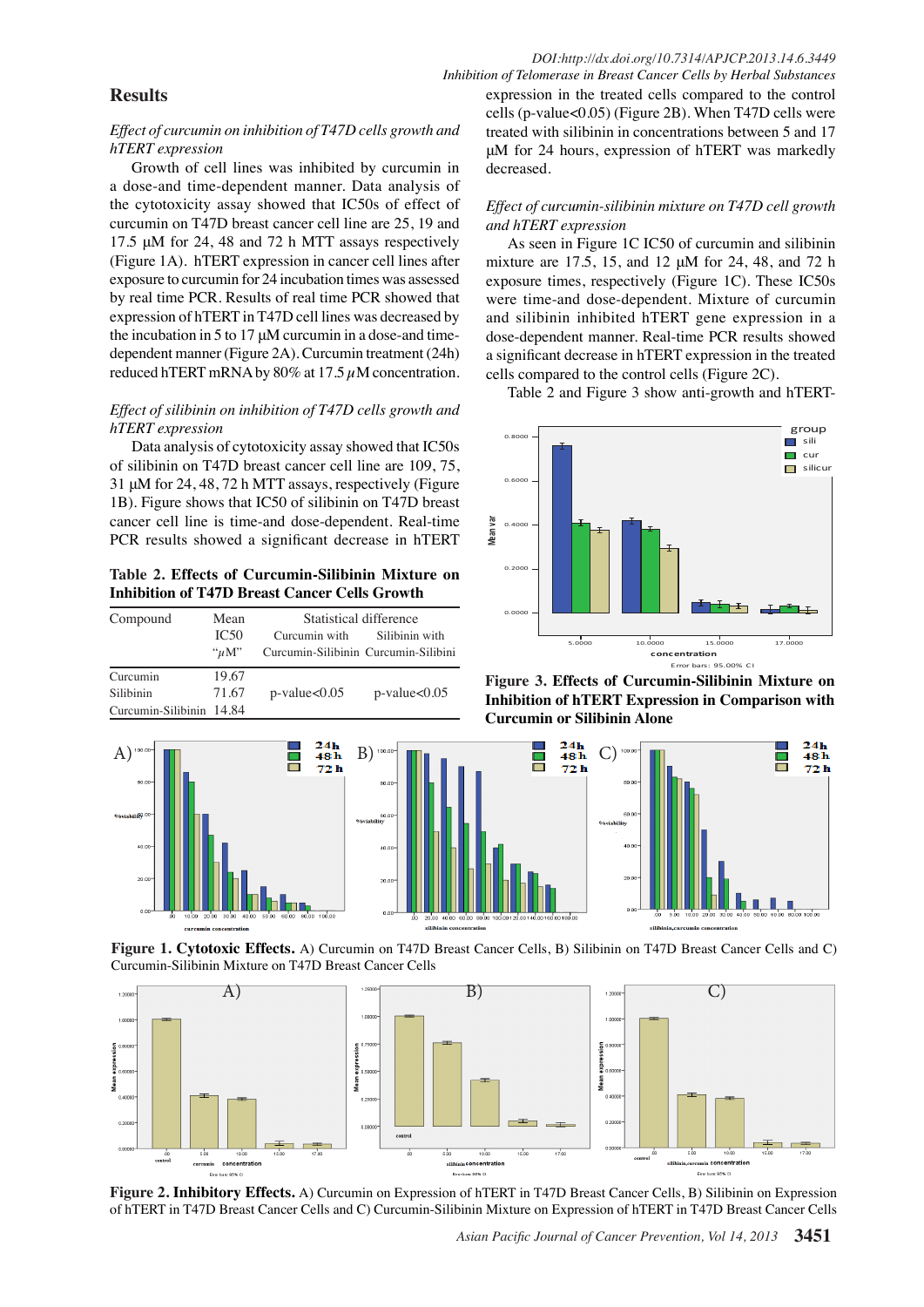## Results

*Effect of curcumin on inhibition of T47D cells growth and hTERT expression*

Growth of cell lines was inhibited by curcumin in a dose-and time-dependent manner. Data analysis of the cytotoxicity assay showed that IC50s of effect of curcumin on T47D breast cancer cell line are 25, 19 and 17.5 μM for 24, 48 and 72 h MTT assays respectively (Figure 1A). hTERT expression in cancer cell lines after exposure to curcumin for 24 incubation times was assessed by real time PCR. Results of real time PCR showed that expression of hTERT in T47D cell lines was decreased by the incubation in 5 to 17 μM curcumin in a dose-and time-dependent manner (Figure 2A). Curcumin treatment (24h) reduced hTERT mRNA by 80% at 17.5 μM concentration.

*Effect of silibinin on inhibition of T47D cells growth and hTERT expression*

Data analysis of cytotoxicity assay showed that IC50s of silibinin on T47D breast cancer cell line are 109, 75, 31 μM for 24, 48, 72 h MTT assays, respectively (Figure 1B). Figure shows that IC50 of silibinin on T47D breast cancer cell line is time-and dose-dependent. Real-time PCR results showed a significant decrease in hTERT expression in the treated cells compared to the control cells (p-value<0.05) (Figure 2B). When T47D cells were treated with silibinin in concentrations between 5 and 17 μM for 24 hours, expression of hTERT was markedly decreased.

*Effect of curcumin-silibinin mixture on T47D cell growth and hTERT expression*

As seen in Figure 1C IC50 of curcumin and silibinin mixture are 17.5, 15, and 12 μM for 24, 48, and 72 h exposure times, respectively (Figure 1C). These IC50s were time-and dose-dependent. Mixture of curcumin and silibinin inhibited hTERT gene expression in a dose-dependent manner. Real-time PCR results showed a significant decrease in hTERT expression in the treated cells compared to the control cells (Figure 2C).

Table 2 and Figure 3 show anti-growth and hTERT-

**Table 2. Effects of Curcumin-Silibinin Mixture on Inhibition of T47D Breast Cancer Cells Growth**

| Compound | Mean IC50 "μM" | Statistical difference | |
|---|---|---|---|
| | | Curcumin with Curcumin-Silibinin | Silibinin with Curcumin-Silibini |
| Curcumin | 19.67 | p-value<0.05 | p-value<0.05 |
| Silibinin | 71.67 | | |
| Curcumin-Silibinin | 14.84 | | |

**Figure 3. Effects of Curcumin-Silibinin Mixture on Inhibition of hTERT Expression in Comparison with Curcumin or Silibinin Alone**

**Figure 1. Cytotoxic Effects.** A) Curcumin on T47D Breast Cancer Cells, B) Silibinin on T47D Breast Cancer Cells and C) Curcumin-Silibinin Mixture on T47D Breast Cancer Cells

**Figure 2. Inhibitory Effects.** A) Curcumin on Expression of hTERT in T47D Breast Cancer Cells, B) Silibinin on Expression of hTERT in T47D Breast Cancer Cells and C) Curcumin-Silibinin Mixture on Expression of hTERT in T47D Breast Cancer Cells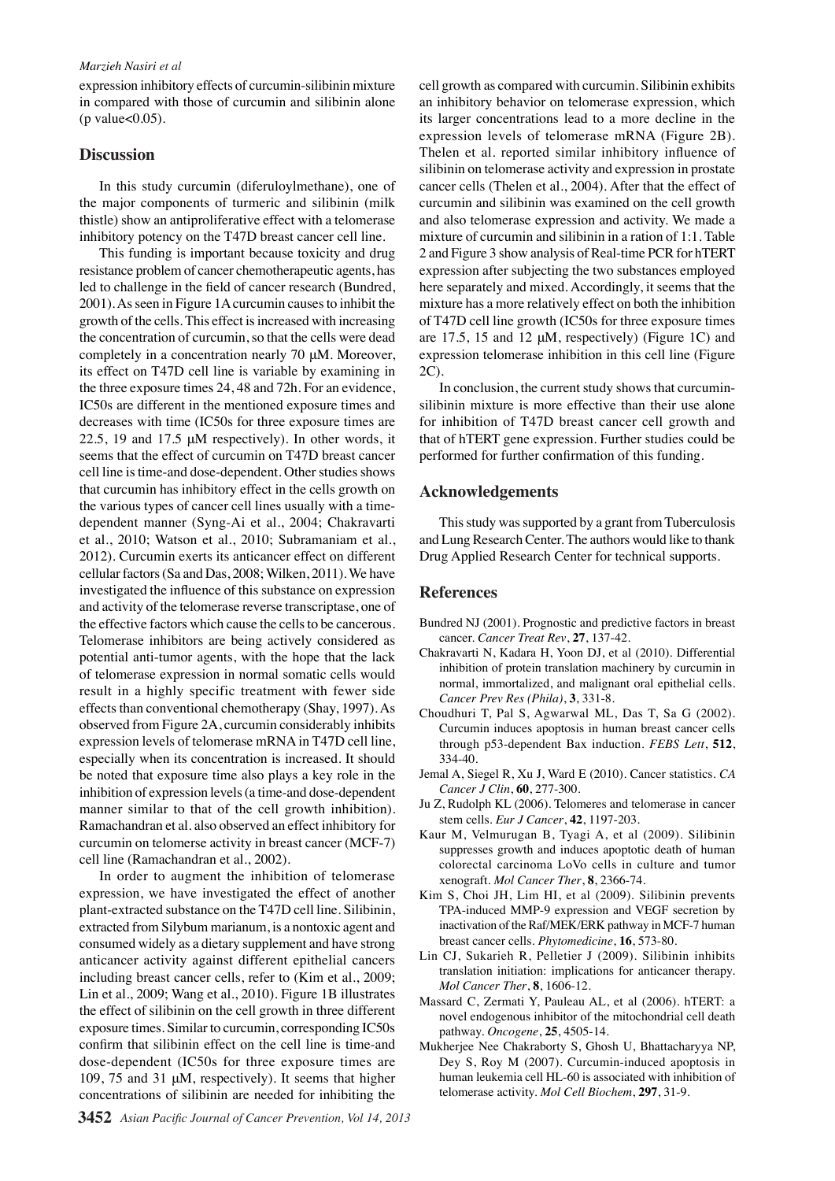expression inhibitory effects of curcumin-silibinin mixture in compared with those of curcumin and silibinin alone (p value<0.05).

## Discussion

In this study curcumin (diferuloylmethane), one of the major components of turmeric and silibinin (milk thistle) show an antiproliferative effect with a telomerase inhibitory potency on the T47D breast cancer cell line.

This funding is important because toxicity and drug resistance problem of cancer chemotherapeutic agents, has led to challenge in the field of cancer research (Bundred, 2001). As seen in Figure 1A curcumin causes to inhibit the growth of the cells. This effect is increased with increasing the concentration of curcumin, so that the cells were dead completely in a concentration nearly 70 μM. Moreover, its effect on T47D cell line is variable by examining in the three exposure times 24, 48 and 72h. For an evidence, IC50s are different in the mentioned exposure times and decreases with time (IC50s for three exposure times are 22.5, 19 and 17.5 μM respectively). In other words, it seems that the effect of curcumin on T47D breast cancer cell line is time-and dose-dependent. Other studies shows that curcumin has inhibitory effect in the cells growth on the various types of cancer cell lines usually with a time-dependent manner (Syng-Ai et al., 2004; Chakravarti et al., 2010; Watson et al., 2010; Subramaniam et al., 2012). Curcumin exerts its anticancer effect on different cellular factors (Sa and Das, 2008; Wilken, 2011). We have investigated the influence of this substance on expression and activity of the telomerase reverse transcriptase, one of the effective factors which cause the cells to be cancerous. Telomerase inhibitors are being actively considered as potential anti-tumor agents, with the hope that the lack of telomerase expression in normal somatic cells would result in a highly specific treatment with fewer side effects than conventional chemotherapy (Shay, 1997). As observed from Figure 2A, curcumin considerably inhibits expression levels of telomerase mRNA in T47D cell line, especially when its concentration is increased. It should be noted that exposure time also plays a key role in the inhibition of expression levels (a time-and dose-dependent manner similar to that of the cell growth inhibition). Ramachandran et al. also observed an effect inhibitory for curcumin on telomerse activity in breast cancer (MCF-7) cell line (Ramachandran et al., 2002).

In order to augment the inhibition of telomerase expression, we have investigated the effect of another plant-extracted substance on the T47D cell line. Silibinin, extracted from Silybum marianum, is a nontoxic agent and consumed widely as a dietary supplement and have strong anticancer activity against different epithelial cancers including breast cancer cells, refer to (Kim et al., 2009; Lin et al., 2009; Wang et al., 2010). Figure 1B illustrates the effect of silibinin on the cell growth in three different exposure times. Similar to curcumin, corresponding IC50s confirm that silibinin effect on the cell line is time-and dose-dependent (IC50s for three exposure times are 109, 75 and 31 μM, respectively). It seems that higher concentrations of silibinin are needed for inhibiting the cell growth as compared with curcumin. Silibinin exhibits an inhibitory behavior on telomerase expression, which its larger concentrations lead to a more decline in the expression levels of telomerase mRNA (Figure 2B). Thelen et al. reported similar inhibitory influence of silibinin on telomerase activity and expression in prostate cancer cells (Thelen et al., 2004). After that the effect of curcumin and silibinin was examined on the cell growth and also telomerase expression and activity. We made a mixture of curcumin and silibinin in a ration of 1:1. Table 2 and Figure 3 show analysis of Real-time PCR for hTERT expression after subjecting the two substances employed here separately and mixed. Accordingly, it seems that the mixture has a more relatively effect on both the inhibition of T47D cell line growth (IC50s for three exposure times are 17.5, 15 and 12 μM, respectively) (Figure 1C) and expression telomerase inhibition in this cell line (Figure 2C).

In conclusion, the current study shows that curcumin-silibinin mixture is more effective than their use alone for inhibition of T47D breast cancer cell growth and that of hTERT gene expression. Further studies could be performed for further confirmation of this funding.

## Acknowledgements

This study was supported by a grant from Tuberculosis and Lung Research Center. The authors would like to thank Drug Applied Research Center for technical supports.

## References

Bundred NJ (2001). Prognostic and predictive factors in breast cancer. *Cancer Treat Rev*, **27**, 137-42.

Chakravarti N, Kadara H, Yoon DJ, et al (2010). Differential inhibition of protein translation machinery by curcumin in normal, immortalized, and malignant oral epithelial cells. *Cancer Prev Res (Phila)*, **3**, 331-8.

Choudhuri T, Pal S, Agwarwal ML, Das T, Sa G (2002). Curcumin induces apoptosis in human breast cancer cells through p53-dependent Bax induction. *FEBS Lett*, **512**, 334-40.

Jemal A, Siegel R, Xu J, Ward E (2010). Cancer statistics. *CA Cancer J Clin*, **60**, 277-300.

Ju Z, Rudolph KL (2006). Telomeres and telomerase in cancer stem cells. *Eur J Cancer*, **42**, 1197-203.

Kaur M, Velmurugan B, Tyagi A, et al (2009). Silibinin suppresses growth and induces apoptotic death of human colorectal carcinoma LoVo cells in culture and tumor xenograft. *Mol Cancer Ther*, **8**, 2366-74.

Kim S, Choi JH, Lim HI, et al (2009). Silibinin prevents TPA-induced MMP-9 expression and VEGF secretion by inactivation of the Raf/MEK/ERK pathway in MCF-7 human breast cancer cells. *Phytomedicine*, **16**, 573-80.

Lin CJ, Sukarieh R, Pelletier J (2009). Silibinin inhibits translation initiation: implications for anticancer therapy. *Mol Cancer Ther*, **8**, 1606-12.

Massard C, Zermati Y, Pauleau AL, et al (2006). hTERT: a novel endogenous inhibitor of the mitochondrial cell death pathway. *Oncogene*, **25**, 4505-14.

Mukherjee Nee Chakraborty S, Ghosh U, Bhattacharyya NP, Dey S, Roy M (2007). Curcumin-induced apoptosis in human leukemia cell HL-60 is associated with inhibition of telomerase activity. *Mol Cell Biochem*, **297**, 31-9.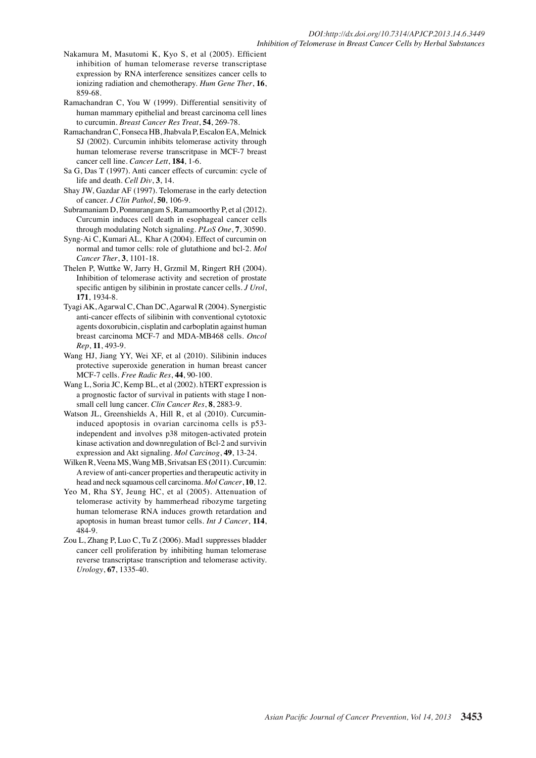Nakamura M, Masutomi K, Kyo S, et al (2005). Efficient inhibition of human telomerase reverse transcriptase expression by RNA interference sensitizes cancer cells to ionizing radiation and chemotherapy. *Hum Gene Ther*, **16**, 859-68.

Ramachandran C, You W (1999). Differential sensitivity of human mammary epithelial and breast carcinoma cell lines to curcumin. *Breast Cancer Res Treat*, **54**, 269-78.

Ramachandran C, Fonseca HB, Jhabvala P, Escalon EA, Melnick SJ (2002). Curcumin inhibits telomerase activity through human telomerase reverse transcritpase in MCF-7 breast cancer cell line. *Cancer Lett*, **184**, 1-6.

Sa G, Das T (1997). Anti cancer effects of curcumin: cycle of life and death. *Cell Div*, **3**, 14.

Shay JW, Gazdar AF (1997). Telomerase in the early detection of cancer. *J Clin Pathol*, **50**, 106-9.

Subramaniam D, Ponnurangam S, Ramamoorthy P, et al (2012). Curcumin induces cell death in esophageal cancer cells through modulating Notch signaling. *PLoS One*, **7**, 30590.

Syng-Ai C, Kumari AL, Khar A (2004). Effect of curcumin on normal and tumor cells: role of glutathione and bcl-2. *Mol Cancer Ther*, **3**, 1101-18.

Thelen P, Wuttke W, Jarry H, Grzmil M, Ringert RH (2004). Inhibition of telomerase activity and secretion of prostate specific antigen by silibinin in prostate cancer cells. *J Urol*, **171**, 1934-8.

Tyagi AK, Agarwal C, Chan DC, Agarwal R (2004). Synergistic anti-cancer effects of silibinin with conventional cytotoxic agents doxorubicin, cisplatin and carboplatin against human breast carcinoma MCF-7 and MDA-MB468 cells. *Oncol Rep*, **11**, 493-9.

Wang HJ, Jiang YY, Wei XF, et al (2010). Silibinin induces protective superoxide generation in human breast cancer MCF-7 cells. *Free Radic Res*, **44**, 90-100.

Wang L, Soria JC, Kemp BL, et al (2002). hTERT expression is a prognostic factor of survival in patients with stage I non-small cell lung cancer. *Clin Cancer Res*, **8**, 2883-9.

Watson JL, Greenshields A, Hill R, et al (2010). Curcumin-induced apoptosis in ovarian carcinoma cells is p53-independent and involves p38 mitogen-activated protein kinase activation and downregulation of Bcl-2 and survivin expression and Akt signaling. *Mol Carcinog*, **49**, 13-24.

Wilken R, Veena MS, Wang MB, Srivatsan ES (2011). Curcumin: A review of anti-cancer properties and therapeutic activity in head and neck squamous cell carcinoma. *Mol Cancer*, **10**, 12.

Yeo M, Rha SY, Jeung HC, et al (2005). Attenuation of telomerase activity by hammerhead ribozyme targeting human telomerase RNA induces growth retardation and apoptosis in human breast tumor cells. *Int J Cancer*, **114**, 484-9.

Zou L, Zhang P, Luo C, Tu Z (2006). Mad1 suppresses bladder cancer cell proliferation by inhibiting human telomerase reverse transcriptase transcription and telomerase activity. *Urology*, **67**, 1335-40.